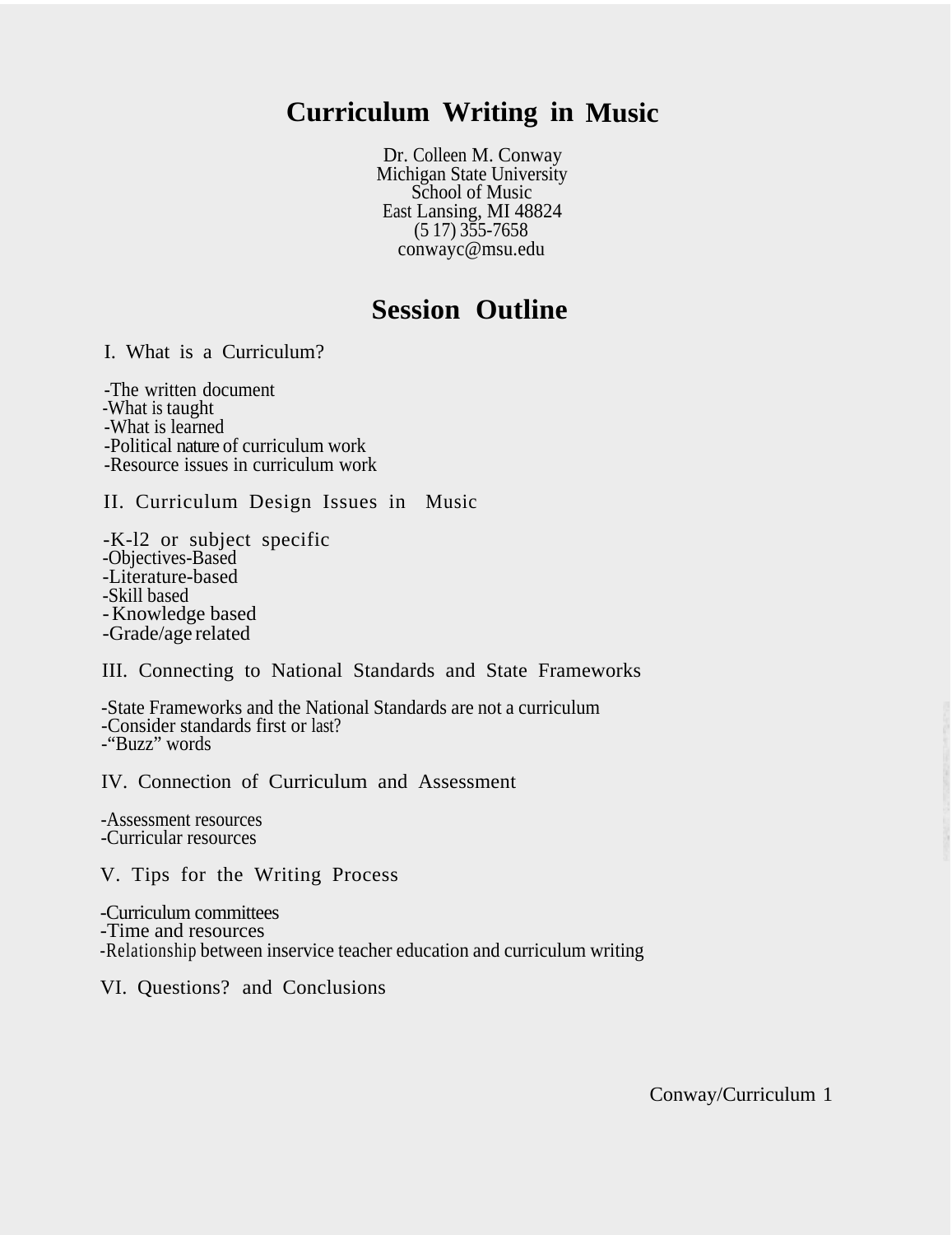# Curriculum Writing in Music

Dr. Colleen M. Conway
Michigan State University
School of Music
East Lansing, MI 48824
(5 17) 355-7658
conwayc@msu.edu

## Session Outline

I. What is a Curriculum?

-The written document
-What is taught
-What is learned
-Political nature of curriculum work
-Resource issues in curriculum work

II. Curriculum Design Issues in Music

-K-l2 or subject specific
-Objectives-Based
-Literature-based
-Skill based
- Knowledge based
-Grade/age related

III. Connecting to National Standards and State Frameworks

-State Frameworks and the National Standards are not a curriculum
-Consider standards first or last?
-"Buzz" words

IV. Connection of Curriculum and Assessment

-Assessment resources
-Curricular resources

V. Tips for the Writing Process

-Curriculum committees
-Time and resources
-Relationship between inservice teacher education and curriculum writing

VI. Questions? and Conclusions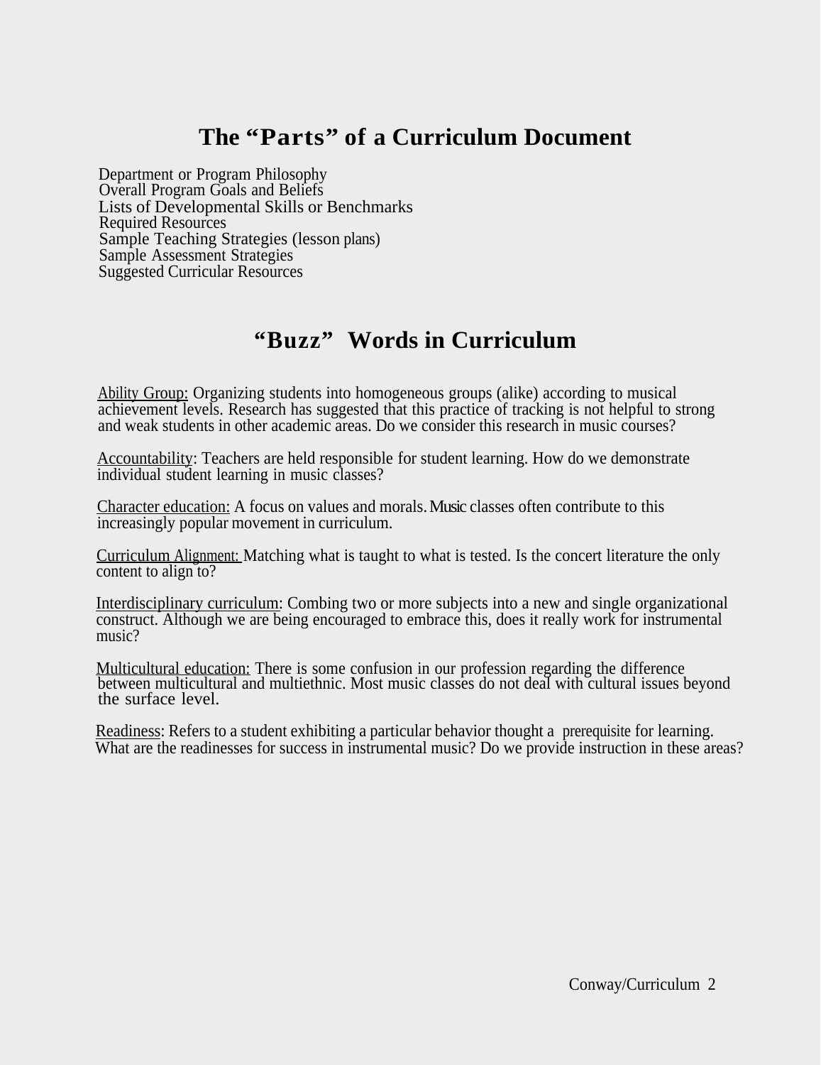## The "Parts" of a Curriculum Document

Department or Program Philosophy
Overall Program Goals and Beliefs
Lists of Developmental Skills or Benchmarks
Required Resources
Sample Teaching Strategies (lesson plans)
Sample Assessment Strategies
Suggested Curricular Resources

## "Buzz" Words in Curriculum

Ability Group: Organizing students into homogeneous groups (alike) according to musical achievement levels. Research has suggested that this practice of tracking is not helpful to strong and weak students in other academic areas. Do we consider this research in music courses?

Accountability: Teachers are held responsible for student learning. How do we demonstrate individual student learning in music classes?

Character education: A focus on values and morals. Music classes often contribute to this increasingly popular movement in curriculum.

Curriculum Alignment: Matching what is taught to what is tested. Is the concert literature the only content to align to?

Interdisciplinary curriculum: Combing two or more subjects into a new and single organizational construct. Although we are being encouraged to embrace this, does it really work for instrumental music?

Multicultural education: There is some confusion in our profession regarding the difference between multicultural and multiethnic. Most music classes do not deal with cultural issues beyond the surface level.

Readiness: Refers to a student exhibiting a particular behavior thought a prerequisite for learning. What are the readinesses for success in instrumental music? Do we provide instruction in these areas?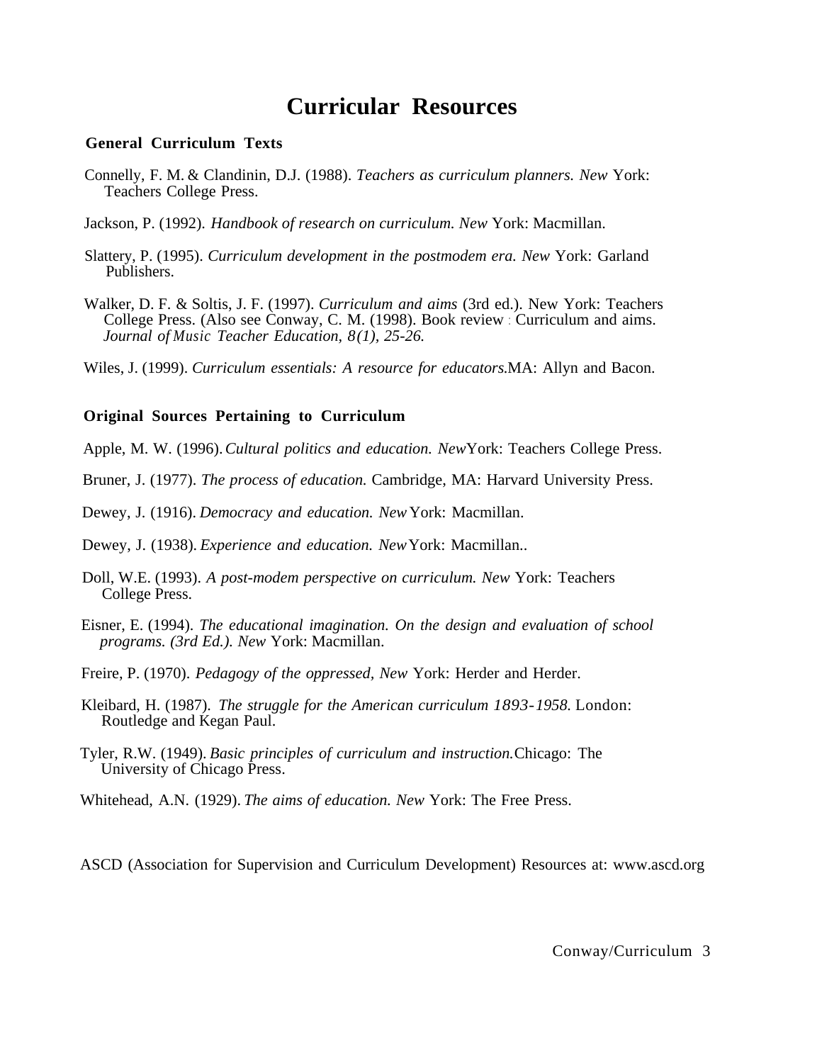# Curricular Resources

## General Curriculum Texts

Connelly, F. M. & Clandinin, D.J. (1988). *Teachers as curriculum planners. New* York: Teachers College Press.

Jackson, P. (1992). *Handbook of research on curriculum. New* York: Macmillan.

Slattery, P. (1995). *Curriculum development in the postmodem era. New* York: Garland Publishers.

Walker, D. F. & Soltis, J. F. (1997). *Curriculum and aims* (3rd ed.). New York: Teachers College Press. (Also see Conway, C. M. (1998). Book review : Curriculum and aims. *Journal of Music Teacher Education, 8(1), 25-26.*

Wiles, J. (1999). *Curriculum essentials: A resource for educators.* MA: Allyn and Bacon.

## Original Sources Pertaining to Curriculum

Apple, M. W. (1996). *Cultural politics and education. New* York: Teachers College Press.

Bruner, J. (1977). *The process of education.* Cambridge, MA: Harvard University Press.

Dewey, J. (1916). *Democracy and education. New* York: Macmillan.

Dewey, J. (1938). *Experience and education. New* York: Macmillan..

Doll, W.E. (1993). *A post-modem perspective on curriculum. New* York: Teachers College Press.

Eisner, E. (1994). *The educational imagination. On the design and evaluation of school programs. (3rd Ed.). New* York: Macmillan.

Freire, P. (1970). *Pedagogy of the oppressed, New* York: Herder and Herder.

Kleibard, H. (1987). *The struggle for the American curriculum 1893-1958.* London: Routledge and Kegan Paul.

Tyler, R.W. (1949). *Basic principles of curriculum and instruction.* Chicago: The University of Chicago Press.

Whitehead, A.N. (1929). *The aims of education. New* York: The Free Press.

ASCD (Association for Supervision and Curriculum Development) Resources at: www.ascd.org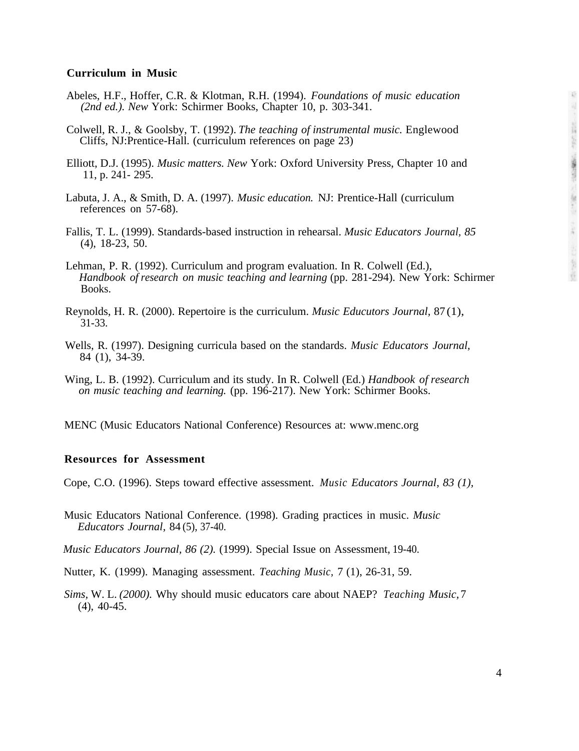**Curriculum in Music**

Abeles, H.F., Hoffer, C.R. & Klotman, R.H. (1994). *Foundations of music education (2nd ed.). New* York: Schirmer Books, Chapter 10, p. 303-341.

Colwell, R. J., & Goolsby, T. (1992). *The teaching of instrumental music.* Englewood Cliffs, NJ:Prentice-Hall. (curriculum references on page 23)

Elliott, D.J. (1995). *Music matters. New* York: Oxford University Press, Chapter 10 and 11, p. 241- 295.

Labuta, J. A., & Smith, D. A. (1997). *Music education.* NJ: Prentice-Hall (curriculum references on 57-68).

Fallis, T. L. (1999). Standards-based instruction in rehearsal. *Music Educators Journal, 85* (4), 18-23, 50.

Lehman, P. R. (1992). Curriculum and program evaluation. In R. Colwell (Ed.), *Handbook of research on music teaching and learning* (pp. 281-294). New York: Schirmer Books.

Reynolds, H. R. (2000). Repertoire is the curriculum. *Music Educutors Journal,* 87 (1), 31-33.

Wells, R. (1997). Designing curricula based on the standards. *Music Educators Journal,* 84 (1), 34-39.

Wing, L. B. (1992). Curriculum and its study. In R. Colwell (Ed.) *Handbook of research on music teaching and learning.* (pp. 196-217). New York: Schirmer Books.

MENC (Music Educators National Conference) Resources at: www.menc.org

**Resources for Assessment**

Cope, C.O. (1996). Steps toward effective assessment. *Music Educators Journal, 83 (1),*

Music Educators National Conference. (1998). Grading practices in music. *Music Educators Journal,* 84 (5), 37-40.

*Music Educators Journal, 86 (2).* (1999). Special Issue on Assessment, 19-40.

Nutter, K. (1999). Managing assessment. *Teaching Music,* 7 (1), 26-31, 59.

*Sims,* W. L. *(2000).* Why should music educators care about NAEP? *Teaching Music,* 7 (4), 40-45.